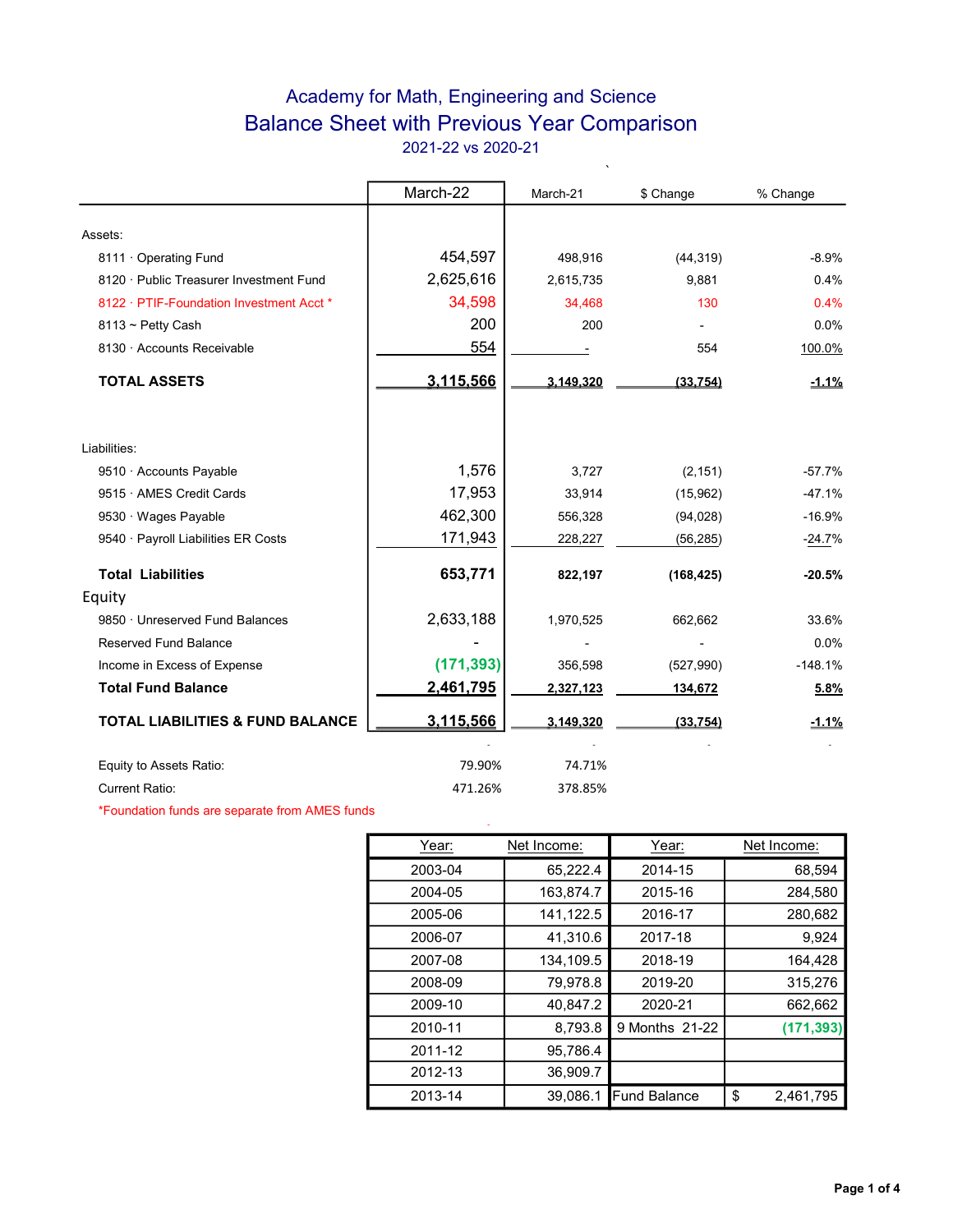# Academy for Math, Engineering and Science

## Balance Sheet with Previous Year Comparison

2021-22 vs 2020-21

| | March-22 | March-21 | $ Change | % Change |
|---|---|---|---|---|
| **Assets:** | | | | |
| 8111 · Operating Fund | 454,597 | 498,916 | (44,319) | -8.9% |
| 8120 · Public Treasurer Investment Fund | 2,625,616 | 2,615,735 | 9,881 | 0.4% |
| 8122 · PTIF-Foundation Investment Acct * | 34,598 | 34,468 | 130 | 0.4% |
| 8113 ~ Petty Cash | 200 | 200 | - | 0.0% |
| 8130 · Accounts Receivable | 554 | - | 554 | 100.0% |
| **TOTAL ASSETS** | **3,115,566** | **3,149,320** | **(33,754)** | **-1.1%** |
| **Liabilities:** | | | | |
| 9510 · Accounts Payable | 1,576 | 3,727 | (2,151) | -57.7% |
| 9515 · AMES Credit Cards | 17,953 | 33,914 | (15,962) | -47.1% |
| 9530 · Wages Payable | 462,300 | 556,328 | (94,028) | -16.9% |
| 9540 · Payroll Liabilities ER Costs | 171,943 | 228,227 | (56,285) | -24.7% |
| **Total Liabilities** | **653,771** | **822,197** | **(168,425)** | **-20.5%** |
| **Equity** | | | | |
| 9850 · Unreserved Fund Balances | 2,633,188 | 1,970,525 | 662,662 | 33.6% |
| Reserved Fund Balance | - | - | - | 0.0% |
| Income in Excess of Expense | (171,393) | 356,598 | (527,990) | -148.1% |
| **Total Fund Balance** | **2,461,795** | **2,327,123** | **134,672** | **5.8%** |
| **TOTAL LIABILITIES & FUND BALANCE** | **3,115,566** | **3,149,320** | **(33,754)** | **-1.1%** |
| Equity to Assets Ratio: | 79.90% | 74.71% | | |
| Current Ratio: | 471.26% | 378.85% | | |

*Foundation funds are separate from AMES funds

| Year: | Net Income: | Year: | Net Income: |
|---|---|---|---|
| 2003-04 | 65,222.4 | 2014-15 | 68,594 |
| 2004-05 | 163,874.7 | 2015-16 | 284,580 |
| 2005-06 | 141,122.5 | 2016-17 | 280,682 |
| 2006-07 | 41,310.6 | 2017-18 | 9,924 |
| 2007-08 | 134,109.5 | 2018-19 | 164,428 |
| 2008-09 | 79,978.8 | 2019-20 | 315,276 |
| 2009-10 | 40,847.2 | 2020-21 | 662,662 |
| 2010-11 | 8,793.8 | 9 Months 21-22 | (171,393) |
| 2011-12 | 95,786.4 | | |
| 2012-13 | 36,909.7 | | |
| 2013-14 | 39,086.1 | Fund Balance | $ 2,461,795 |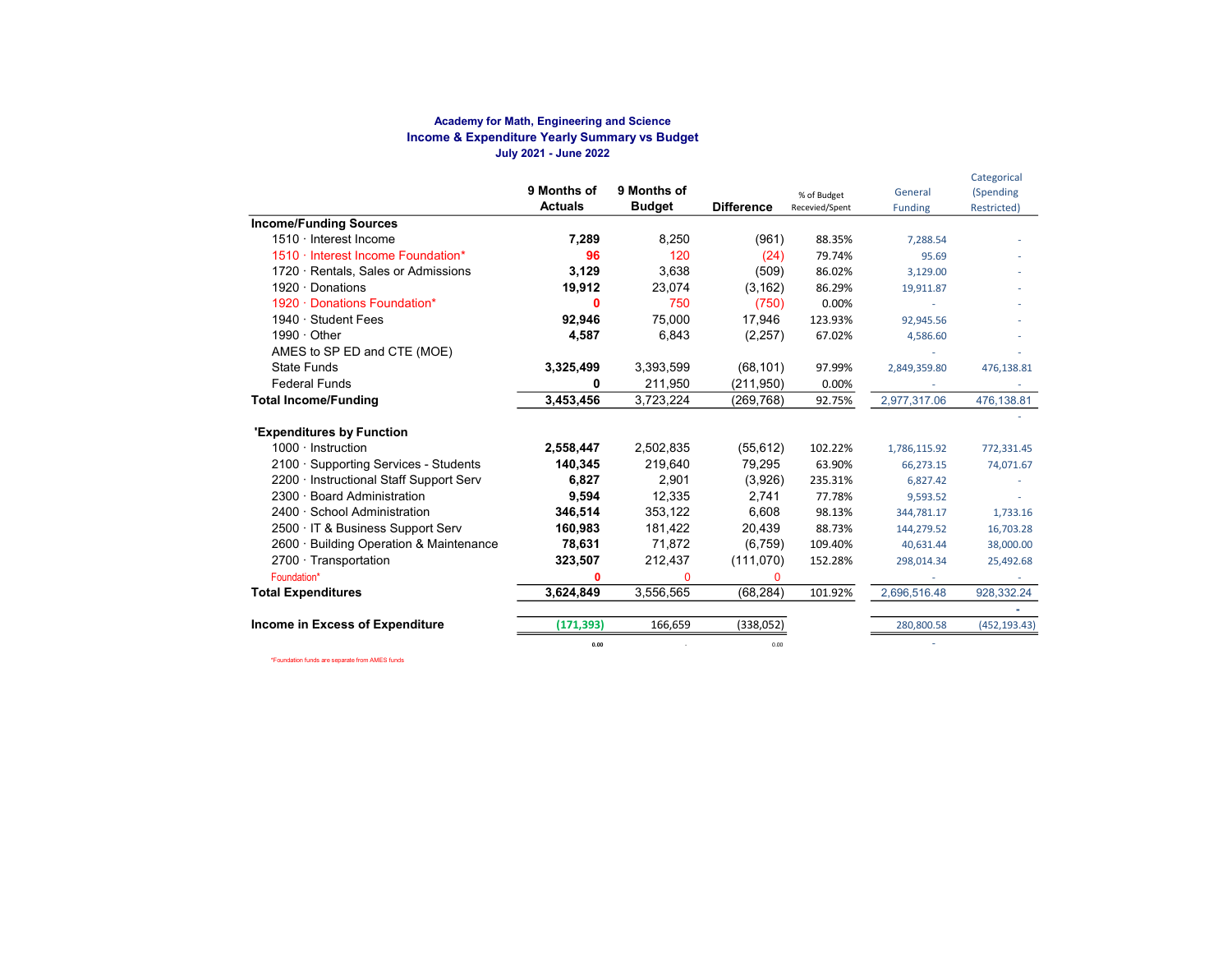**Academy for Math, Engineering and Science**
**Income & Expenditure Yearly Summary vs Budget**
**July 2021 - June 2022**

| | 9 Months of Actuals | 9 Months of Budget | Difference | % of Budget Recevied/Spent | General Funding | Categorical (Spending Restricted) |
|---|---|---|---|---|---|---|
| **Income/Funding Sources** | | | | | | |
| 1510 · Interest Income | **7,289** | 8,250 | (961) | 88.35% | 7,288.54 | - |
| 1510 · Interest Income Foundation* | **96** | 120 | (24) | 79.74% | 95.69 | - |
| 1720 · Rentals, Sales or Admissions | **3,129** | 3,638 | (509) | 86.02% | 3,129.00 | - |
| 1920 · Donations | **19,912** | 23,074 | (3,162) | 86.29% | 19,911.87 | - |
| 1920 · Donations Foundation* | **0** | 750 | (750) | 0.00% | - | - |
| 1940 · Student Fees | **92,946** | 75,000 | 17,946 | 123.93% | 92,945.56 | - |
| 1990 · Other | **4,587** | 6,843 | (2,257) | 67.02% | 4,586.60 | - |
| AMES to SP ED and CTE (MOE) | | | | | - | - |
| State Funds | **3,325,499** | 3,393,599 | (68,101) | 97.99% | 2,849,359.80 | 476,138.81 |
| Federal Funds | **0** | 211,950 | (211,950) | 0.00% | - | - |
| **Total Income/Funding** | **3,453,456** | 3,723,224 | (269,768) | 92.75% | 2,977,317.06 | 476,138.81 |
| | | | | | | - |
| **'Expenditures by Function** | | | | | | |
| 1000 · Instruction | **2,558,447** | 2,502,835 | (55,612) | 102.22% | 1,786,115.92 | 772,331.45 |
| 2100 · Supporting Services - Students | **140,345** | 219,640 | 79,295 | 63.90% | 66,273.15 | 74,071.67 |
| 2200 · Instructional Staff Support Serv | **6,827** | 2,901 | (3,926) | 235.31% | 6,827.42 | - |
| 2300 · Board Administration | **9,594** | 12,335 | 2,741 | 77.78% | 9,593.52 | - |
| 2400 · School Administration | **346,514** | 353,122 | 6,608 | 98.13% | 344,781.17 | 1,733.16 |
| 2500 · IT & Business Support Serv | **160,983** | 181,422 | 20,439 | 88.73% | 144,279.52 | 16,703.28 |
| 2600 · Building Operation & Maintenance | **78,631** | 71,872 | (6,759) | 109.40% | 40,631.44 | 38,000.00 |
| 2700 · Transportation | **323,507** | 212,437 | (111,070) | 152.28% | 298,014.34 | 25,492.68 |
| Foundation* | **0** | 0 | 0 | | - | - |
| **Total Expenditures** | **3,624,849** | 3,556,565 | (68,284) | 101.92% | 2,696,516.48 | 928,332.24 |
| | | | | | | - |
| **Income in Excess of Expenditure** | (171,393) | 166,659 | (338,052) | | 280,800.58 | (452,193.43) |
| | 0.00 | - | 0.00 | | - | |

*Foundation funds are separate from AMES funds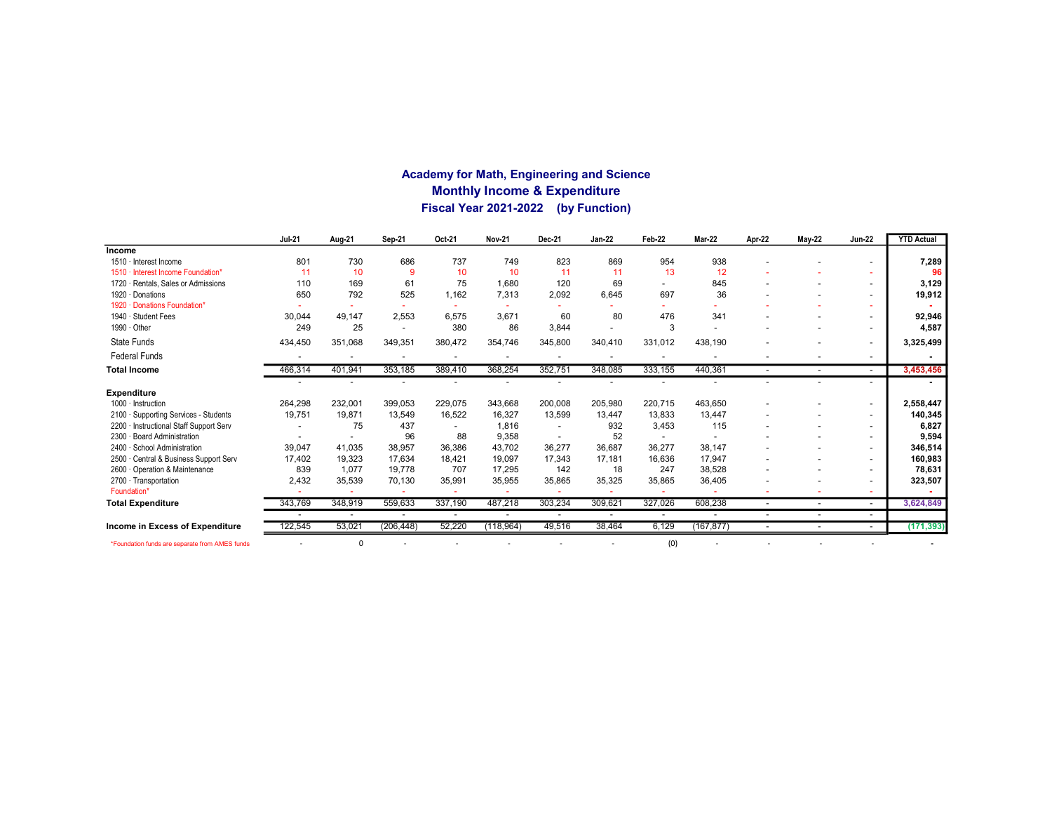# Academy for Math, Engineering and Science

## Monthly Income & Expenditure

## Fiscal Year 2021-2022 (by Function)

| | Jul-21 | Aug-21 | Sep-21 | Oct-21 | Nov-21 | Dec-21 | Jan-22 | Feb-22 | Mar-22 | Apr-22 | May-22 | Jun-22 | YTD Actual |
|---|---|---|---|---|---|---|---|---|---|---|---|---|---|
| **Income** | | | | | | | | | | | | | |
| 1510 · Interest Income | 801 | 730 | 686 | 737 | 749 | 823 | 869 | 954 | 938 | - | - | - | **7,289** |
| 1510 · Interest Income Foundation* | 11 | 10 | 9 | 10 | 10 | 11 | 11 | 13 | 12 | - | - | - | **96** |
| 1720 · Rentals, Sales or Admissions | 110 | 169 | 61 | 75 | 1,680 | 120 | 69 | - | 845 | - | - | - | **3,129** |
| 1920 · Donations | 650 | 792 | 525 | 1,162 | 7,313 | 2,092 | 6,645 | 697 | 36 | - | - | - | **19,912** |
| 1920 · Donations Foundation* | - | - | - | - | - | - | - | - | - | - | - | - | **-** |
| 1940 · Student Fees | 30,044 | 49,147 | 2,553 | 6,575 | 3,671 | 60 | 80 | 476 | 341 | - | - | - | **92,946** |
| 1990 · Other | 249 | 25 | - | 380 | 86 | 3,844 | - | 3 | - | - | - | - | **4,587** |
| State Funds | 434,450 | 351,068 | 349,351 | 380,472 | 354,746 | 345,800 | 340,410 | 331,012 | 438,190 | - | - | - | **3,325,499** |
| Federal Funds | - | - | - | - | - | - | - | - | - | - | - | - | **-** |
| **Total Income** | 466,314 | 401,941 | 353,185 | 389,410 | 368,254 | 352,751 | 348,085 | 333,155 | 440,361 | - | - | - | **3,453,456** |
| | - | - | - | - | - | - | - | - | - | - | - | - | **-** |
| **Expenditure** | | | | | | | | | | | | | |
| 1000 · Instruction | 264,298 | 232,001 | 399,053 | 229,075 | 343,668 | 200,008 | 205,980 | 220,715 | 463,650 | - | - | - | **2,558,447** |
| 2100 · Supporting Services - Students | 19,751 | 19,871 | 13,549 | 16,522 | 16,327 | 13,599 | 13,447 | 13,833 | 13,447 | - | - | - | **140,345** |
| 2200 · Instructional Staff Support Serv | - | 75 | 437 | - | 1,816 | - | 932 | 3,453 | 115 | - | - | - | **6,827** |
| 2300 · Board Administration | - | - | 96 | 88 | 9,358 | - | 52 | - | - | - | - | - | **9,594** |
| 2400 · School Administration | 39,047 | 41,035 | 38,957 | 36,386 | 43,702 | 36,277 | 36,687 | 36,277 | 38,147 | - | - | - | **346,514** |
| 2500 · Central & Business Support Serv | 17,402 | 19,323 | 17,634 | 18,421 | 19,097 | 17,343 | 17,181 | 16,636 | 17,947 | - | - | - | **160,983** |
| 2600 · Operation & Maintenance | 839 | 1,077 | 19,778 | 707 | 17,295 | 142 | 18 | 247 | 38,528 | - | - | - | **78,631** |
| 2700 · Transportation | 2,432 | 35,539 | 70,130 | 35,991 | 35,955 | 35,865 | 35,325 | 35,865 | 36,405 | - | - | - | **323,507** |
| Foundation* | - | - | - | - | - | - | - | - | - | - | - | - | **-** |
| **Total Expenditure** | 343,769 | 348,919 | 559,633 | 337,190 | 487,218 | 303,234 | 309,621 | 327,026 | 608,238 | - | - | - | **3,624,849** |
| | - | - | - | - | - | - | - | - | - | - | - | - | |
| **Income in Excess of Expenditure** | 122,545 | 53,021 | (206,448) | 52,220 | (118,964) | 49,516 | 38,464 | 6,129 | (167,877) | - | - | - | **(171,393)** |
| *Foundation funds are separate from AMES funds | - | 0 | - | - | - | - | - | (0) | - | - | - | - | - |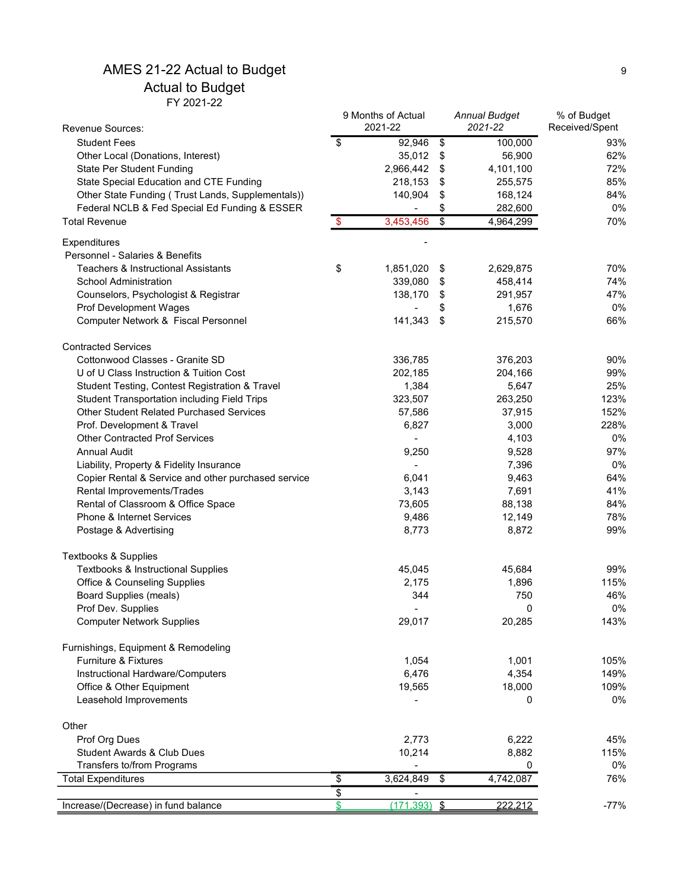# AMES 21-22 Actual to Budget

## Actual to Budget

FY 2021-22

| Revenue Sources: | 9 Months of Actual 2021-22 | *Annual Budget 2021-22* | % of Budget Received/Spent |
|---|---|---|---|
| Student Fees | $ 92,946 | $ 100,000 | 93% |
| Other Local (Donations, Interest) | 35,012 | $ 56,900 | 62% |
| State Per Student Funding | 2,966,442 | $ 4,101,100 | 72% |
| State Special Education and CTE Funding | 218,153 | $ 255,575 | 85% |
| Other State Funding ( Trust Lands, Supplementals)) | 140,904 | $ 168,124 | 84% |
| Federal NCLB & Fed Special Ed Funding & ESSER | - | $ 282,600 | 0% |
| Total Revenue | $ 3,453,456 | $ 4,964,299 | 70% |
| Expenditures | - | | |
| Personnel - Salaries & Benefits | | | |
| Teachers & Instructional Assistants | $ 1,851,020 | $ 2,629,875 | 70% |
| School Administration | 339,080 | $ 458,414 | 74% |
| Counselors, Psychologist & Registrar | 138,170 | $ 291,957 | 47% |
| Prof Development Wages | - | $ 1,676 | 0% |
| Computer Network & Fiscal Personnel | 141,343 | $ 215,570 | 66% |
| Contracted Services | | | |
| Cottonwood Classes - Granite SD | 336,785 | 376,203 | 90% |
| U of U Class Instruction & Tuition Cost | 202,185 | 204,166 | 99% |
| Student Testing, Contest Registration & Travel | 1,384 | 5,647 | 25% |
| Student Transportation including Field Trips | 323,507 | 263,250 | 123% |
| Other Student Related Purchased Services | 57,586 | 37,915 | 152% |
| Prof. Development & Travel | 6,827 | 3,000 | 228% |
| Other Contracted Prof Services | - | 4,103 | 0% |
| Annual Audit | 9,250 | 9,528 | 97% |
| Liability, Property & Fidelity Insurance | - | 7,396 | 0% |
| Copier Rental & Service and other purchased service | 6,041 | 9,463 | 64% |
| Rental Improvements/Trades | 3,143 | 7,691 | 41% |
| Rental of Classroom & Office Space | 73,605 | 88,138 | 84% |
| Phone & Internet Services | 9,486 | 12,149 | 78% |
| Postage & Advertising | 8,773 | 8,872 | 99% |
| Textbooks & Supplies | | | |
| Textbooks & Instructional Supplies | 45,045 | 45,684 | 99% |
| Office & Counseling Supplies | 2,175 | 1,896 | 115% |
| Board Supplies (meals) | 344 | 750 | 46% |
| Prof Dev. Supplies | - | 0 | 0% |
| Computer Network Supplies | 29,017 | 20,285 | 143% |
| Furnishings, Equipment & Remodeling | | | |
| Furniture & Fixtures | 1,054 | 1,001 | 105% |
| Instructional Hardware/Computers | 6,476 | 4,354 | 149% |
| Office & Other Equipment | 19,565 | 18,000 | 109% |
| Leasehold Improvements | - | 0 | 0% |
| Other | | | |
| Prof Org Dues | 2,773 | 6,222 | 45% |
| Student Awards & Club Dues | 10,214 | 8,882 | 115% |
| Transfers to/from Programs | - | 0 | 0% |
| Total Expenditures | $ 3,624,849 | $ 4,742,087 | 76% |
| | $ - | | |
| Increase/(Decrease) in fund balance | $ (171,393) | $ 222,212 | -77% |